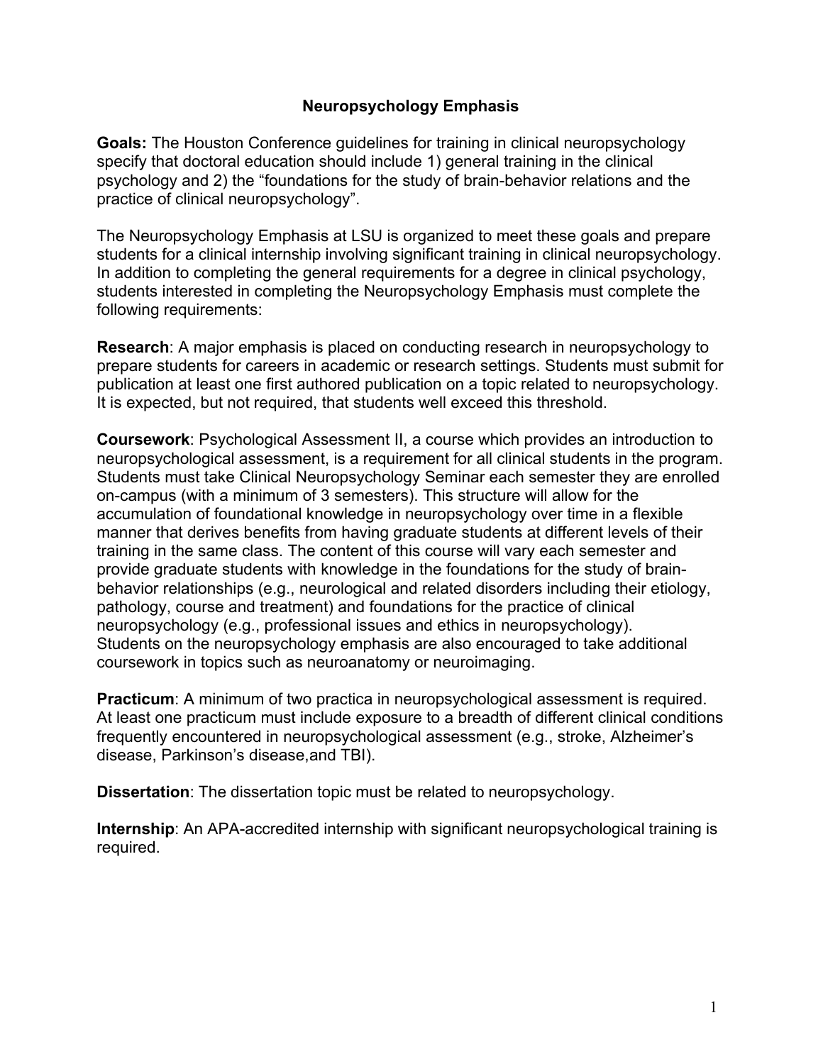# Neuropsychology Emphasis

**Goals:** The Houston Conference guidelines for training in clinical neuropsychology specify that doctoral education should include 1) general training in the clinical psychology and 2) the "foundations for the study of brain-behavior relations and the practice of clinical neuropsychology".

The Neuropsychology Emphasis at LSU is organized to meet these goals and prepare students for a clinical internship involving significant training in clinical neuropsychology. In addition to completing the general requirements for a degree in clinical psychology, students interested in completing the Neuropsychology Emphasis must complete the following requirements:

**Research**: A major emphasis is placed on conducting research in neuropsychology to prepare students for careers in academic or research settings. Students must submit for publication at least one first authored publication on a topic related to neuropsychology. It is expected, but not required, that students well exceed this threshold.

**Coursework**: Psychological Assessment II, a course which provides an introduction to neuropsychological assessment, is a requirement for all clinical students in the program. Students must take Clinical Neuropsychology Seminar each semester they are enrolled on-campus (with a minimum of 3 semesters). This structure will allow for the accumulation of foundational knowledge in neuropsychology over time in a flexible manner that derives benefits from having graduate students at different levels of their training in the same class. The content of this course will vary each semester and provide graduate students with knowledge in the foundations for the study of brain-behavior relationships (e.g., neurological and related disorders including their etiology, pathology, course and treatment) and foundations for the practice of clinical neuropsychology (e.g., professional issues and ethics in neuropsychology). Students on the neuropsychology emphasis are also encouraged to take additional coursework in topics such as neuroanatomy or neuroimaging.

**Practicum**: A minimum of two practica in neuropsychological assessment is required. At least one practicum must include exposure to a breadth of different clinical conditions frequently encountered in neuropsychological assessment (e.g., stroke, Alzheimer's disease, Parkinson's disease,and TBI).

**Dissertation**: The dissertation topic must be related to neuropsychology.

**Internship**: An APA-accredited internship with significant neuropsychological training is required.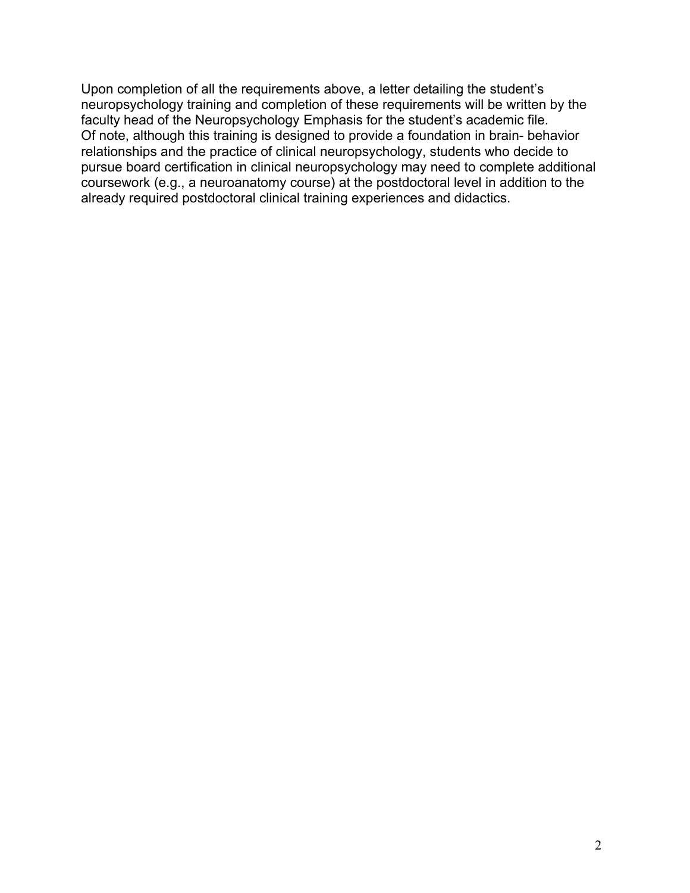Upon completion of all the requirements above, a letter detailing the student's neuropsychology training and completion of these requirements will be written by the faculty head of the Neuropsychology Emphasis for the student's academic file.

Of note, although this training is designed to provide a foundation in brain- behavior relationships and the practice of clinical neuropsychology, students who decide to pursue board certification in clinical neuropsychology may need to complete additional coursework (e.g., a neuroanatomy course) at the postdoctoral level in addition to the already required postdoctoral clinical training experiences and didactics.